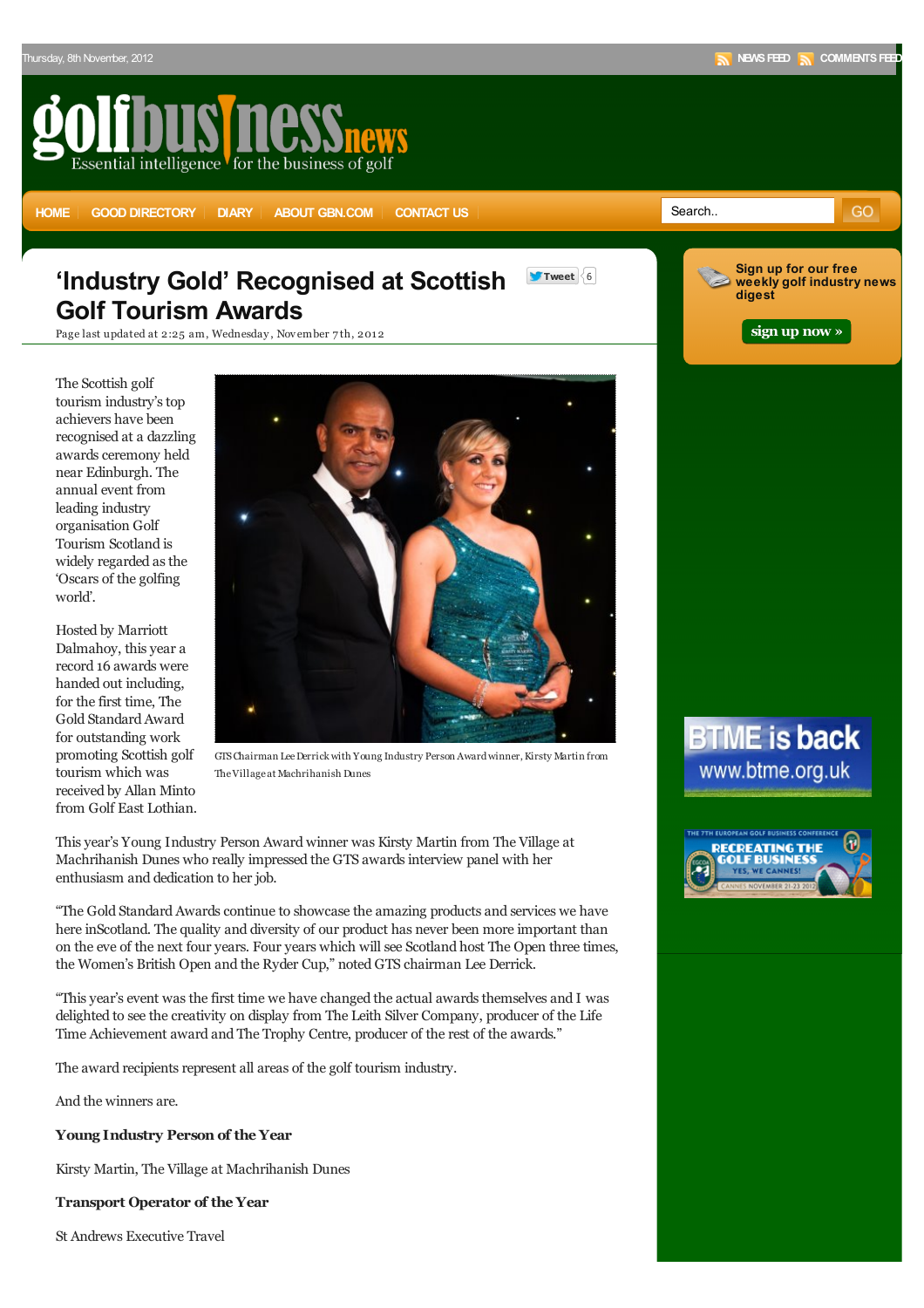# 'Industry Gold' Recognised at Scottish Golf Tourism Awards

Page last updated at 2:25 am, Wednesday, November 7th, 2012

The Scottish golf tourism industry's top achievers have been recognised at a dazzling awards ceremony held near Edinburgh. The annual event from leading industry organisation Golf Tourism Scotland is widely regarded as the 'Oscars of the golfing world'.

GTS Chairman Lee Derrick with Young Industry Person Award winner, Kirsty Martin from The Village at Machrihanish Dunes

Hosted by Marriott Dalmahoy, this year a record 16 awards were handed out including, for the first time, The Gold Standard Award for outstanding work promoting Scottish golf tourism which was received by Allan Minto from Golf East Lothian.

This year's Young Industry Person Award winner was Kirsty Martin from The Village at Machrihanish Dunes who really impressed the GTS awards interview panel with her enthusiasm and dedication to her job.

"The Gold Standard Awards continue to showcase the amazing products and services we have here inScotland. The quality and diversity of our product has never been more important than on the eve of the next four years. Four years which will see Scotland host The Open three times, the Women's British Open and the Ryder Cup," noted GTS chairman Lee Derrick.

"This year's event was the first time we have changed the actual awards themselves and I was delighted to see the creativity on display from The Leith Silver Company, producer of the Life Time Achievement award and The Trophy Centre, producer of the rest of the awards."

The award recipients represent all areas of the golf tourism industry.

And the winners are.

**Young Industry Person of the Year**

Kirsty Martin, The Village at Machrihanish Dunes

**Transport Operator of the Year**

St Andrews Executive Travel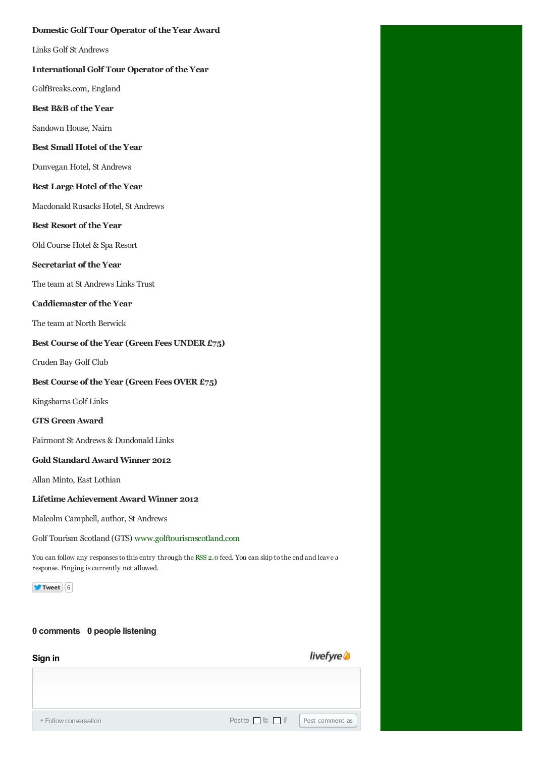**Domestic Golf Tour Operator of the Year Award**

Links Golf St Andrews

**International Golf Tour Operator of the Year**

GolfBreaks.com, England

**Best B&B of the Year**

Sandown House, Nairn

**Best Small Hotel of the Year**

Dunvegan Hotel, St Andrews

**Best Large Hotel of the Year**

Macdonald Rusacks Hotel, St Andrews

**Best Resort of the Year**

Old Course Hotel & Spa Resort

**Secretariat of the Year**

The team at St Andrews Links Trust

**Caddiemaster of the Year**

The team at North Berwick

**Best Course of the Year (Green Fees UNDER £75)**

Cruden Bay Golf Club

**Best Course of the Year (Green Fees OVER £75)**

Kingsbarns Golf Links

**GTS Green Award**

Fairmont St Andrews & Dundonald Links

**Gold Standard Award Winner 2012**

Allan Minto, East Lothian

**Lifetime Achievement Award Winner 2012**

Malcolm Campbell, author, St Andrews

Golf Tourism Scotland (GTS) www.golftourismscotland.com

You can follow any responses to this entry through the RSS 2.0 feed. You can skip to the end and leave a response. Pinging is currently not allowed.

Tweet 6

**0 comments 0 people listening**

**Sign in**

livefyre

+ Follow conversation Post to Post comment as